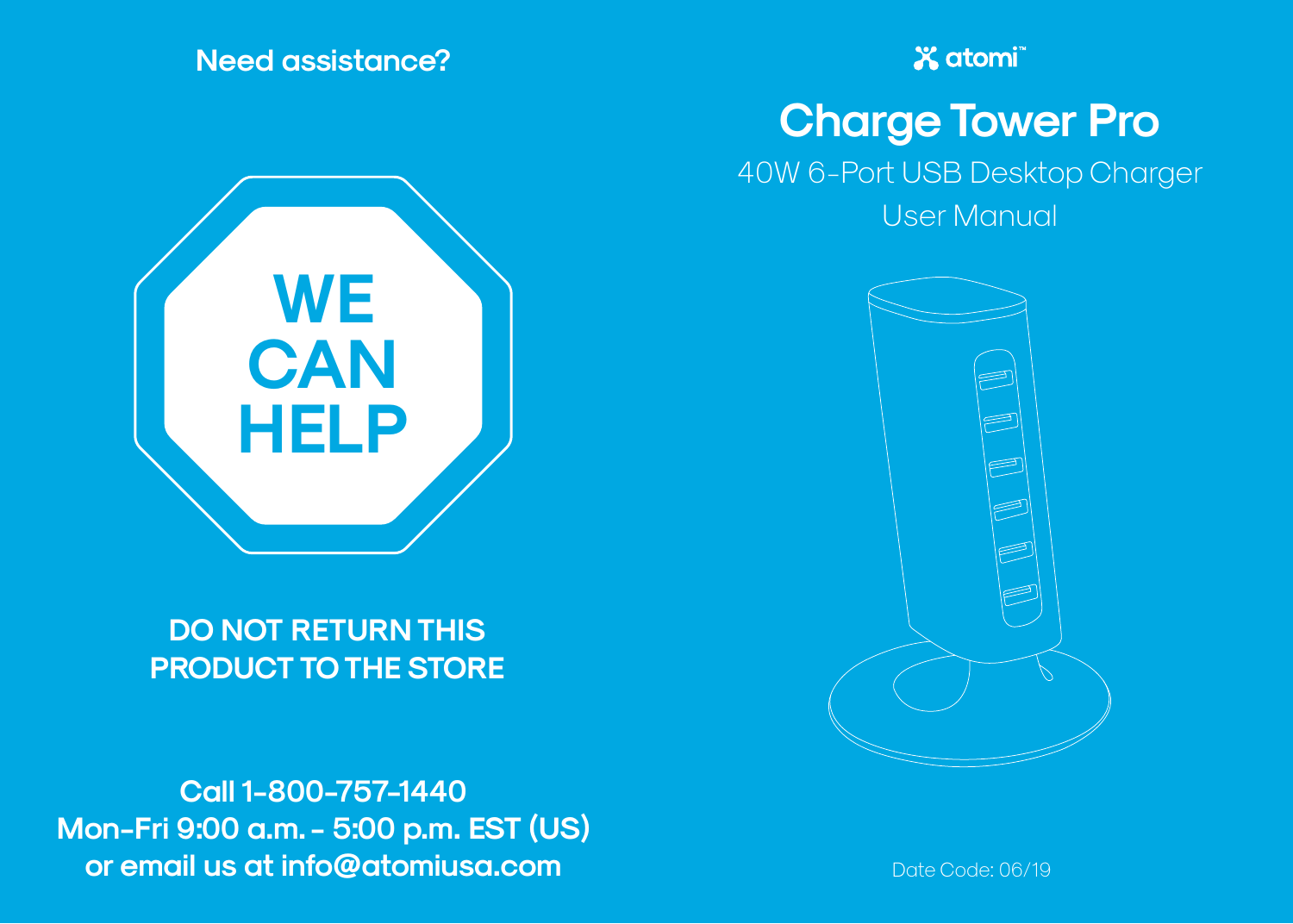**Need assistance?**

# WE CAN HELP

**DO NOT RETURN THIS PRODUCT TO THE STORE**

**Call 1-800-757-1440**
**Mon-Fri 9:00 a.m. - 5:00 p.m. EST (US)**
**or email us at info@atomiusa.com**

atomi™

# Charge Tower Pro

40W 6-Port USB Desktop Charger

User Manual

Date Code: 06/19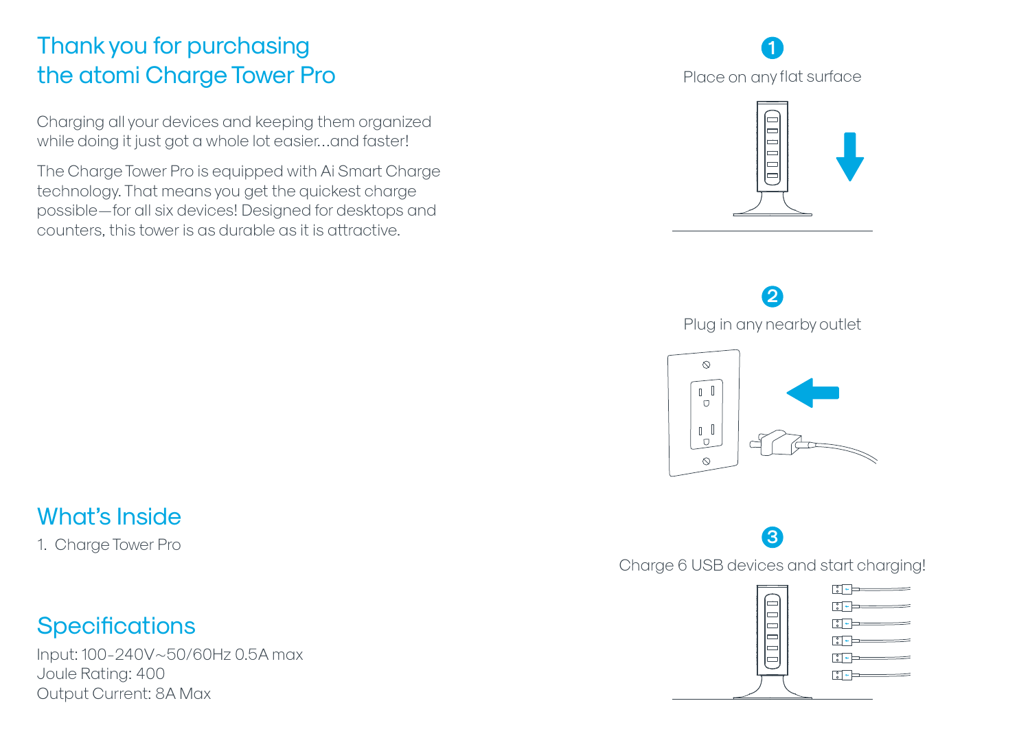# Thank you for purchasing the atomi Charge Tower Pro

Charging all your devices and keeping them organized while doing it just got a whole lot easier...and faster!

The Charge Tower Pro is equipped with Ai Smart Charge technology. That means you get the quickest charge possible—for all six devices! Designed for desktops and counters, this tower is as durable as it is attractive.

## What's Inside

1. Charge Tower Pro

## Specifications

Input: 100-240V~50/60Hz 0.5A max
Joule Rating: 400
Output Current: 8A Max

**1** Place on any flat surface

**2** Plug in any nearby outlet

**3** Charge 6 USB devices and start charging!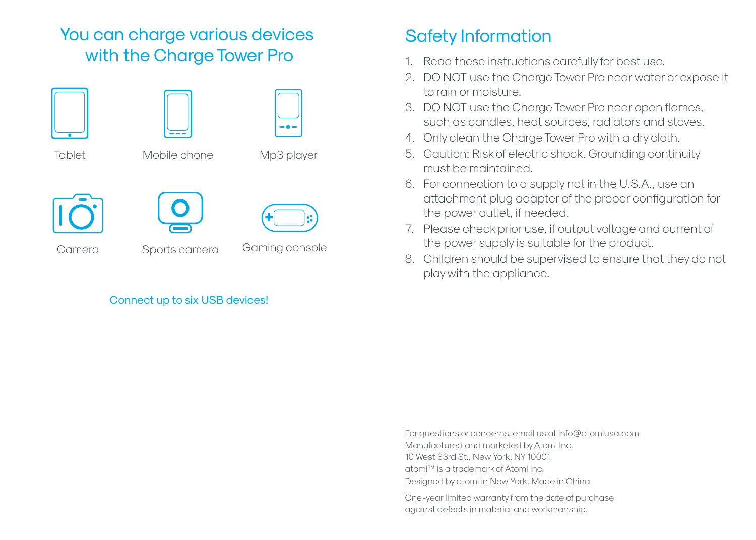## You can charge various devices with the Charge Tower Pro

Tablet

Mobile phone

Mp3 player

Camera

Sports camera

Gaming console

Connect up to six USB devices!

## Safety Information

1. Read these instructions carefully for best use.
2. DO NOT use the Charge Tower Pro near water or expose it to rain or moisture.
3. DO NOT use the Charge Tower Pro near open flames, such as candles, heat sources, radiators and stoves.
4. Only clean the Charge Tower Pro with a dry cloth.
5. Caution: Risk of electric shock. Grounding continuity must be maintained.
6. For connection to a supply not in the U.S.A., use an attachment plug adapter of the proper configuration for the power outlet, if needed.
7. Please check prior use, if output voltage and current of the power supply is suitable for the product.
8. Children should be supervised to ensure that they do not play with the appliance.

For questions or concerns, email us at info@atomiusa.com
Manufactured and marketed by Atomi Inc.
10 West 33rd St., New York, NY 10001
atomi™ is a trademark of Atomi Inc.
Designed by atomi in New York. Made in China

One-year limited warranty from the date of purchase against defects in material and workmanship.